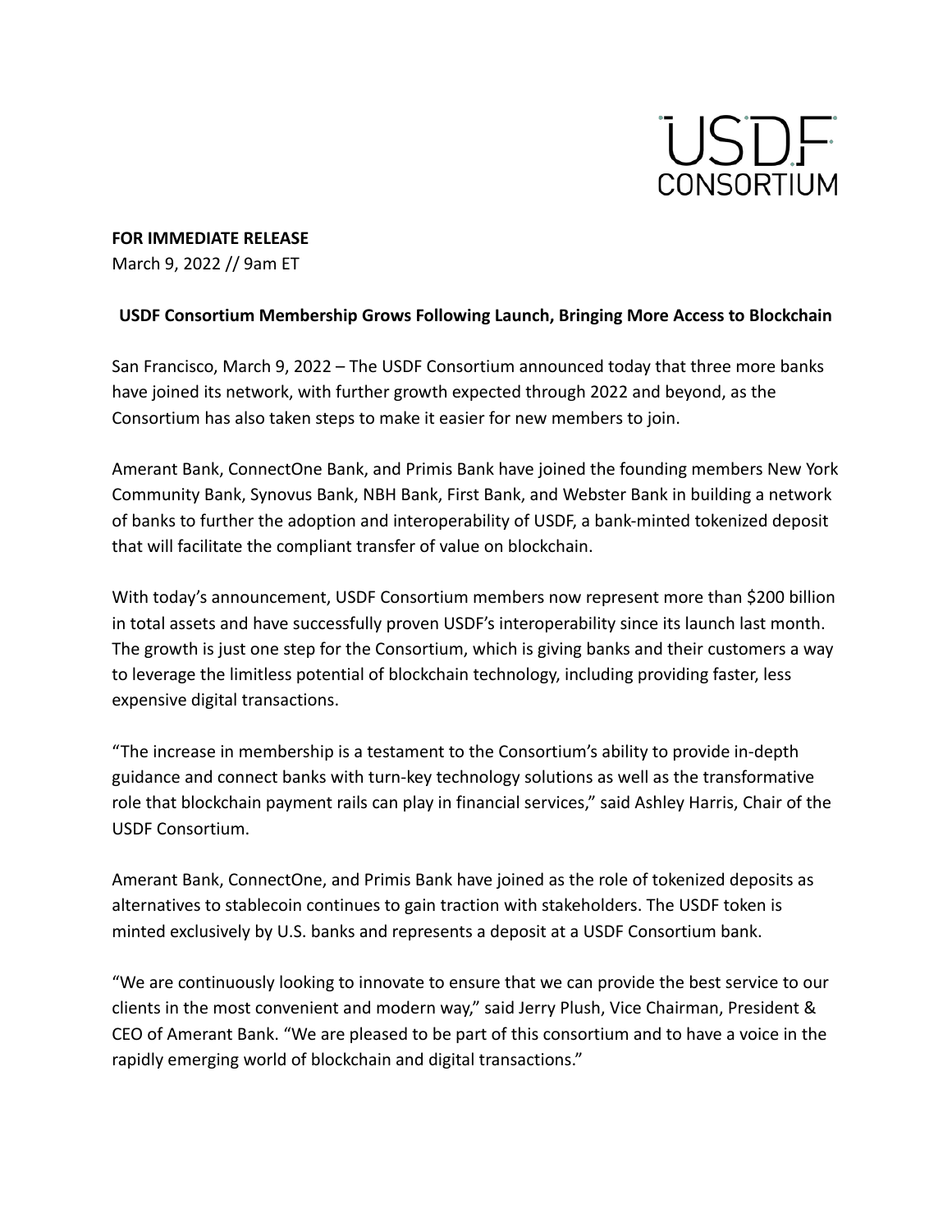USDF CONSORTIUM

**FOR IMMEDIATE RELEASE**
March 9, 2022 // 9am ET

**USDF Consortium Membership Grows Following Launch, Bringing More Access to Blockchain**

San Francisco, March 9, 2022 – The USDF Consortium announced today that three more banks have joined its network, with further growth expected through 2022 and beyond, as the Consortium has also taken steps to make it easier for new members to join.

Amerant Bank, ConnectOne Bank, and Primis Bank have joined the founding members New York Community Bank, Synovus Bank, NBH Bank, First Bank, and Webster Bank in building a network of banks to further the adoption and interoperability of USDF, a bank-minted tokenized deposit that will facilitate the compliant transfer of value on blockchain.

With today's announcement, USDF Consortium members now represent more than $200 billion in total assets and have successfully proven USDF's interoperability since its launch last month. The growth is just one step for the Consortium, which is giving banks and their customers a way to leverage the limitless potential of blockchain technology, including providing faster, less expensive digital transactions.

"The increase in membership is a testament to the Consortium's ability to provide in-depth guidance and connect banks with turn-key technology solutions as well as the transformative role that blockchain payment rails can play in financial services," said Ashley Harris, Chair of the USDF Consortium.

Amerant Bank, ConnectOne, and Primis Bank have joined as the role of tokenized deposits as alternatives to stablecoin continues to gain traction with stakeholders. The USDF token is minted exclusively by U.S. banks and represents a deposit at a USDF Consortium bank.

"We are continuously looking to innovate to ensure that we can provide the best service to our clients in the most convenient and modern way," said Jerry Plush, Vice Chairman, President & CEO of Amerant Bank. "We are pleased to be part of this consortium and to have a voice in the rapidly emerging world of blockchain and digital transactions."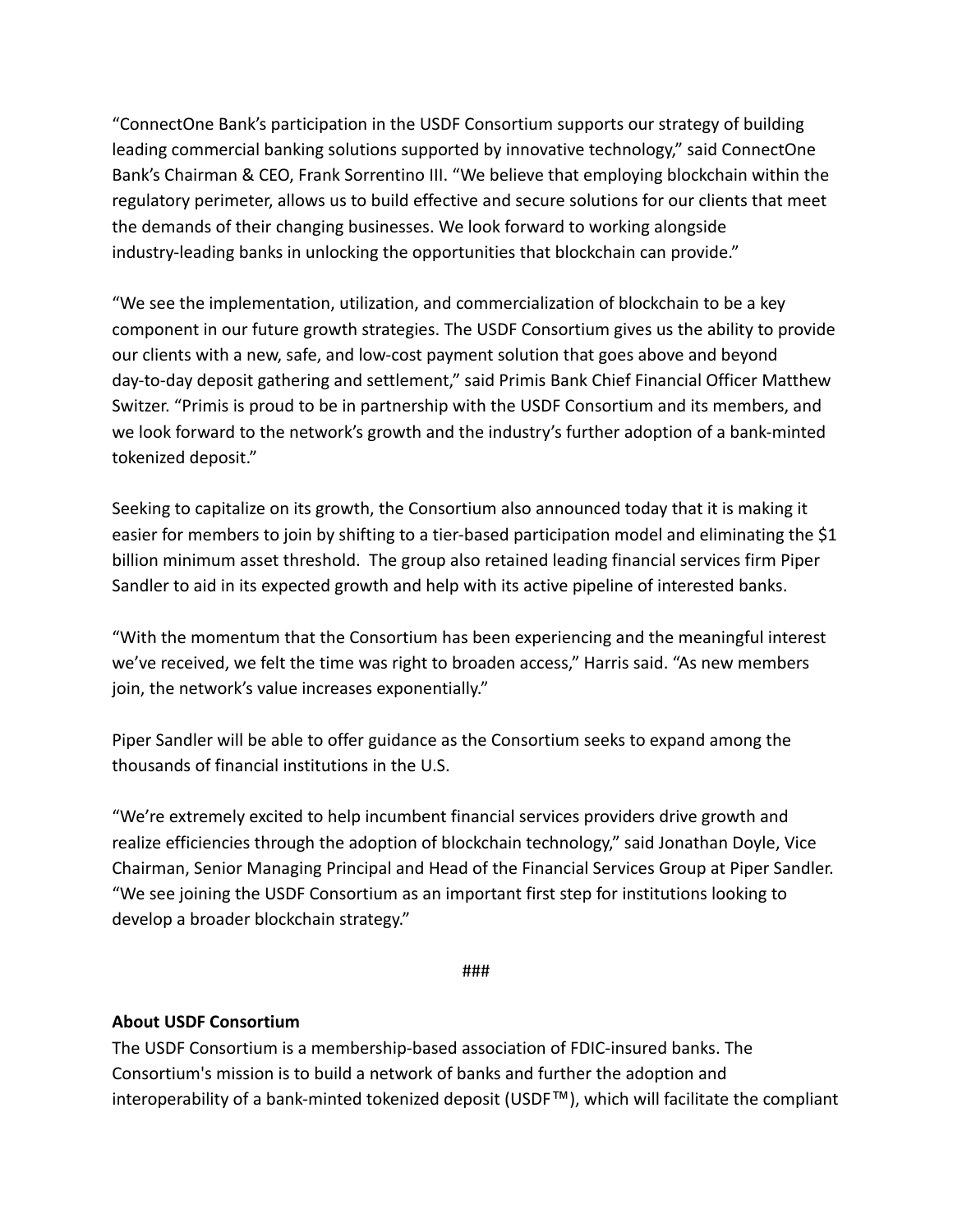"ConnectOne Bank's participation in the USDF Consortium supports our strategy of building leading commercial banking solutions supported by innovative technology," said ConnectOne Bank's Chairman & CEO, Frank Sorrentino III. "We believe that employing blockchain within the regulatory perimeter, allows us to build effective and secure solutions for our clients that meet the demands of their changing businesses. We look forward to working alongside industry-leading banks in unlocking the opportunities that blockchain can provide."

"We see the implementation, utilization, and commercialization of blockchain to be a key component in our future growth strategies. The USDF Consortium gives us the ability to provide our clients with a new, safe, and low-cost payment solution that goes above and beyond day-to-day deposit gathering and settlement," said Primis Bank Chief Financial Officer Matthew Switzer. "Primis is proud to be in partnership with the USDF Consortium and its members, and we look forward to the network's growth and the industry's further adoption of a bank-minted tokenized deposit."

Seeking to capitalize on its growth, the Consortium also announced today that it is making it easier for members to join by shifting to a tier-based participation model and eliminating the $1 billion minimum asset threshold. The group also retained leading financial services firm Piper Sandler to aid in its expected growth and help with its active pipeline of interested banks.

"With the momentum that the Consortium has been experiencing and the meaningful interest we've received, we felt the time was right to broaden access," Harris said. "As new members join, the network's value increases exponentially."

Piper Sandler will be able to offer guidance as the Consortium seeks to expand among the thousands of financial institutions in the U.S.

"We're extremely excited to help incumbent financial services providers drive growth and realize efficiencies through the adoption of blockchain technology," said Jonathan Doyle, Vice Chairman, Senior Managing Principal and Head of the Financial Services Group at Piper Sandler. "We see joining the USDF Consortium as an important first step for institutions looking to develop a broader blockchain strategy."

###

**About USDF Consortium**

The USDF Consortium is a membership-based association of FDIC-insured banks. The Consortium's mission is to build a network of banks and further the adoption and interoperability of a bank-minted tokenized deposit (USDF™), which will facilitate the compliant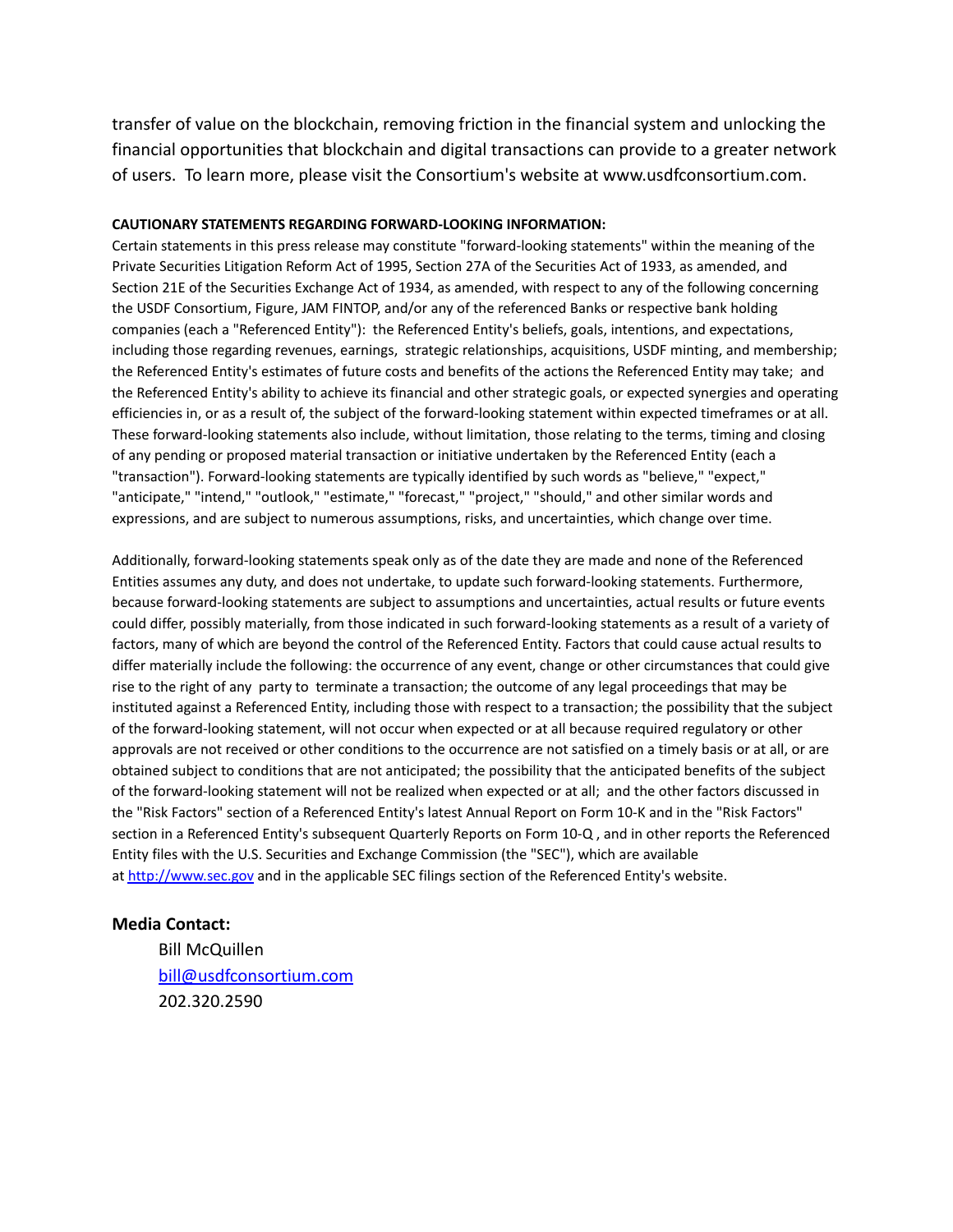transfer of value on the blockchain, removing friction in the financial system and unlocking the financial opportunities that blockchain and digital transactions can provide to a greater network of users. To learn more, please visit the Consortium's website at www.usdfconsortium.com.

**CAUTIONARY STATEMENTS REGARDING FORWARD-LOOKING INFORMATION:**

Certain statements in this press release may constitute "forward-looking statements" within the meaning of the Private Securities Litigation Reform Act of 1995, Section 27A of the Securities Act of 1933, as amended, and Section 21E of the Securities Exchange Act of 1934, as amended, with respect to any of the following concerning the USDF Consortium, Figure, JAM FINTOP, and/or any of the referenced Banks or respective bank holding companies (each a "Referenced Entity"): the Referenced Entity's beliefs, goals, intentions, and expectations, including those regarding revenues, earnings, strategic relationships, acquisitions, USDF minting, and membership; the Referenced Entity's estimates of future costs and benefits of the actions the Referenced Entity may take; and the Referenced Entity's ability to achieve its financial and other strategic goals, or expected synergies and operating efficiencies in, or as a result of, the subject of the forward-looking statement within expected timeframes or at all. These forward-looking statements also include, without limitation, those relating to the terms, timing and closing of any pending or proposed material transaction or initiative undertaken by the Referenced Entity (each a "transaction"). Forward-looking statements are typically identified by such words as "believe," "expect," "anticipate," "intend," "outlook," "estimate," "forecast," "project," "should," and other similar words and expressions, and are subject to numerous assumptions, risks, and uncertainties, which change over time.

Additionally, forward-looking statements speak only as of the date they are made and none of the Referenced Entities assumes any duty, and does not undertake, to update such forward-looking statements. Furthermore, because forward-looking statements are subject to assumptions and uncertainties, actual results or future events could differ, possibly materially, from those indicated in such forward-looking statements as a result of a variety of factors, many of which are beyond the control of the Referenced Entity. Factors that could cause actual results to differ materially include the following: the occurrence of any event, change or other circumstances that could give rise to the right of any party to terminate a transaction; the outcome of any legal proceedings that may be instituted against a Referenced Entity, including those with respect to a transaction; the possibility that the subject of the forward-looking statement, will not occur when expected or at all because required regulatory or other approvals are not received or other conditions to the occurrence are not satisfied on a timely basis or at all, or are obtained subject to conditions that are not anticipated; the possibility that the anticipated benefits of the subject of the forward-looking statement will not be realized when expected or at all; and the other factors discussed in the "Risk Factors" section of a Referenced Entity's latest Annual Report on Form 10-K and in the "Risk Factors" section in a Referenced Entity's subsequent Quarterly Reports on Form 10-Q , and in other reports the Referenced Entity files with the U.S. Securities and Exchange Commission (the "SEC"), which are available at http://www.sec.gov and in the applicable SEC filings section of the Referenced Entity's website.

**Media Contact:**

Bill McQuillen
bill@usdfconsortium.com
202.320.2590